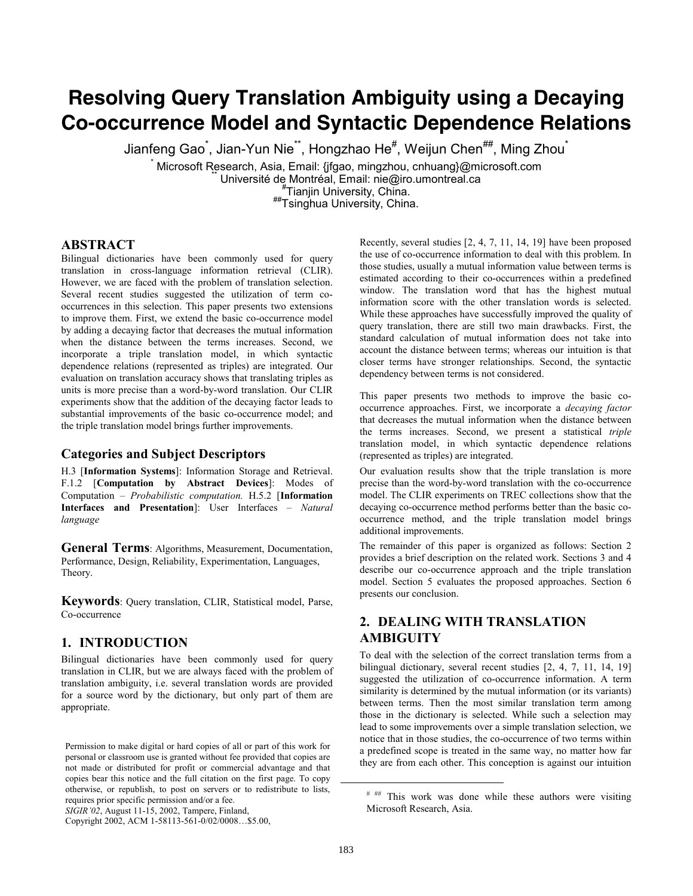# Resolving Query Translation Ambiguity using a Decaying Co-occurrence Model and Syntactic Dependence Relations

Jianfeng Gao[*], Jian-Yun Nie[**], Hongzhao He[#], Weijun Chen[##], Ming Zhou[*]

[*] Microsoft Research, Asia, Email: {jfgao, mingzhou, cnhuang}@microsoft.com
[**] Université de Montréal, Email: nie@iro.umontreal.ca
[#] Tianjin University, China.
[##] Tsinghua University, China.

## ABSTRACT

Bilingual dictionaries have been commonly used for query translation in cross-language information retrieval (CLIR). However, we are faced with the problem of translation selection. Several recent studies suggested the utilization of term co-occurrences in this selection. This paper presents two extensions to improve them. First, we extend the basic co-occurrence model by adding a decaying factor that decreases the mutual information when the distance between the terms increases. Second, we incorporate a triple translation model, in which syntactic dependence relations (represented as triples) are integrated. Our evaluation on translation accuracy shows that translating triples as units is more precise than a word-by-word translation. Our CLIR experiments show that the addition of the decaying factor leads to substantial improvements of the basic co-occurrence model; and the triple translation model brings further improvements.

### Categories and Subject Descriptors

H.3 [**Information Systems**]: Information Storage and Retrieval. F.1.2 [**Computation by Abstract Devices**]: Modes of Computation – *Probabilistic computation.* H.5.2 [**Information Interfaces and Presentation**]: User Interfaces – *Natural language*

**General Terms**: Algorithms, Measurement, Documentation, Performance, Design, Reliability, Experimentation, Languages, Theory.

**Keywords**: Query translation, CLIR, Statistical model, Parse, Co-occurrence

## 1. INTRODUCTION

Bilingual dictionaries have been commonly used for query translation in CLIR, but we are always faced with the problem of translation ambiguity, i.e. several translation words are provided for a source word by the dictionary, but only part of them are appropriate.

Recently, several studies [2, 4, 7, 11, 14, 19] have been proposed the use of co-occurrence information to deal with this problem. In those studies, usually a mutual information value between terms is estimated according to their co-occurrences within a predefined window. The translation word that has the highest mutual information score with the other translation words is selected. While these approaches have successfully improved the quality of query translation, there are still two main drawbacks. First, the standard calculation of mutual information does not take into account the distance between terms; whereas our intuition is that closer terms have stronger relationships. Second, the syntactic dependency between terms is not considered.

This paper presents two methods to improve the basic co-occurrence approaches. First, we incorporate a *decaying factor* that decreases the mutual information when the distance between the terms increases. Second, we present a statistical *triple* translation model, in which syntactic dependence relations (represented as triples) are integrated.

Our evaluation results show that the triple translation is more precise than the word-by-word translation with the co-occurrence model. The CLIR experiments on TREC collections show that the decaying co-occurrence method performs better than the basic co-occurrence method, and the triple translation model brings additional improvements.

The remainder of this paper is organized as follows: Section 2 provides a brief description on the related work. Sections 3 and 4 describe our co-occurrence approach and the triple translation model. Section 5 evaluates the proposed approaches. Section 6 presents our conclusion.

## 2. DEALING WITH TRANSLATION AMBIGUITY

To deal with the selection of the correct translation terms from a bilingual dictionary, several recent studies [2, 4, 7, 11, 14, 19] suggested the utilization of co-occurrence information. A term similarity is determined by the mutual information (or its variants) between terms. Then the most similar translation term among those in the dictionary is selected. While such a selection may lead to some improvements over a simple translation selection, we notice that in those studies, the co-occurrence of two terms within a predefined scope is treated in the same way, no matter how far they are from each other. This conception is against our intuition

Permission to make digital or hard copies of all or part of this work for personal or classroom use is granted without fee provided that copies are not made or distributed for profit or commercial advantage and that copies bear this notice and the full citation on the first page. To copy otherwise, or republish, to post on servers or to redistribute to lists, requires prior specific permission and/or a fee.
*SIGIR'02*, August 11-15, 2002, Tampere, Finland,
Copyright 2002, ACM 1-58113-561-0/02/0008…$5.00,

[#] [##] This work was done while these authors were visiting Microsoft Research, Asia.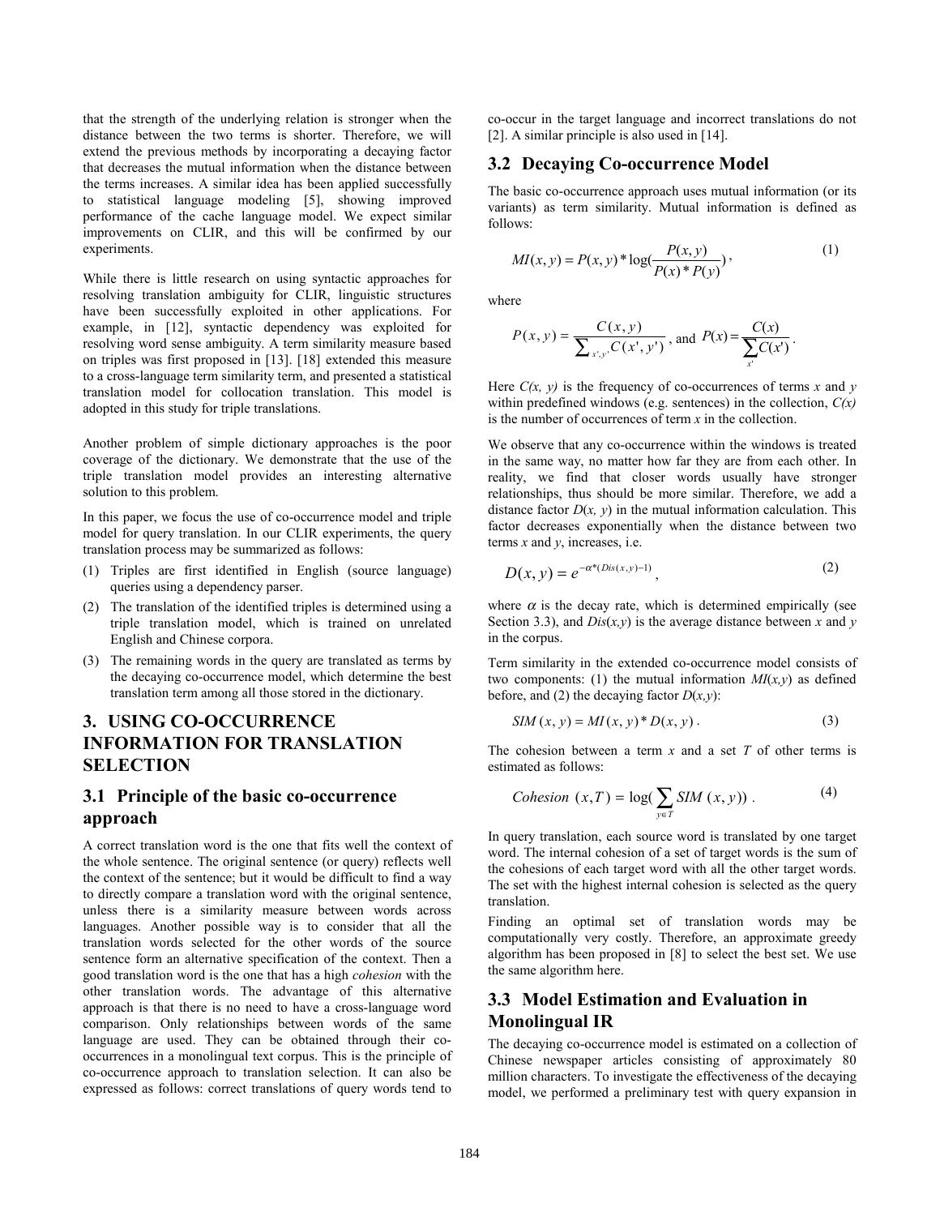that the strength of the underlying relation is stronger when the distance between the two terms is shorter. Therefore, we will extend the previous methods by incorporating a decaying factor that decreases the mutual information when the distance between the terms increases. A similar idea has been applied successfully to statistical language modeling [5], showing improved performance of the cache language model. We expect similar improvements on CLIR, and this will be confirmed by our experiments.

While there is little research on using syntactic approaches for resolving translation ambiguity for CLIR, linguistic structures have been successfully exploited in other applications. For example, in [12], syntactic dependency was exploited for resolving word sense ambiguity. A term similarity measure based on triples was first proposed in [13]. [18] extended this measure to a cross-language term similarity term, and presented a statistical translation model for collocation translation. This model is adopted in this study for triple translations.

Another problem of simple dictionary approaches is the poor coverage of the dictionary. We demonstrate that the use of the triple translation model provides an interesting alternative solution to this problem.

In this paper, we focus the use of co-occurrence model and triple model for query translation. In our CLIR experiments, the query translation process may be summarized as follows:

(1) Triples are first identified in English (source language) queries using a dependency parser.
(2) The translation of the identified triples is determined using a triple translation model, which is trained on unrelated English and Chinese corpora.
(3) The remaining words in the query are translated as terms by the decaying co-occurrence model, which determine the best translation term among all those stored in the dictionary.

## 3. USING CO-OCCURRENCE INFORMATION FOR TRANSLATION SELECTION

### 3.1 Principle of the basic co-occurrence approach

A correct translation word is the one that fits well the context of the whole sentence. The original sentence (or query) reflects well the context of the sentence; but it would be difficult to find a way to directly compare a translation word with the original sentence, unless there is a similarity measure between words across languages. Another possible way is to consider that all the translation words selected for the other words of the source sentence form an alternative specification of the context. Then a good translation word is the one that has a high *cohesion* with the other translation words. The advantage of this alternative approach is that there is no need to have a cross-language word comparison. Only relationships between words of the same language are used. They can be obtained through their co-occurrences in a monolingual text corpus. This is the principle of co-occurrence approach to translation selection. It can also be expressed as follows: correct translations of query words tend to co-occur in the target language and incorrect translations do not [2]. A similar principle is also used in [14].

### 3.2 Decaying Co-occurrence Model

The basic co-occurrence approach uses mutual information (or its variants) as term similarity. Mutual information is defined as follows:

$$MI(x,y) = P(x,y) * \log(\frac{P(x,y)}{P(x) * P(y)}), \quad (1)$$

where

$$P(x,y) = \frac{C(x,y)}{\sum_{x',y'} C(x',y')}, \text{ and } P(x) = \frac{C(x)}{\sum_{x'} C(x')}.$$

Here $C(x, y)$ is the frequency of co-occurrences of terms $x$ and $y$ within predefined windows (e.g. sentences) in the collection, $C(x)$ is the number of occurrences of term $x$ in the collection.

We observe that any co-occurrence within the windows is treated in the same way, no matter how far they are from each other. In reality, we find that closer words usually have stronger relationships, thus should be more similar. Therefore, we add a distance factor $D(x, y)$ in the mutual information calculation. This factor decreases exponentially when the distance between two terms $x$ and $y$, increases, i.e.

$$D(x,y) = e^{-\alpha * (Dis(x,y) - 1)}, \quad (2)$$

where $\alpha$ is the decay rate, which is determined empirically (see Section 3.3), and $Dis(x,y)$ is the average distance between $x$ and $y$ in the corpus.

Term similarity in the extended co-occurrence model consists of two components: (1) the mutual information $MI(x,y)$ as defined before, and (2) the decaying factor $D(x,y)$:

$$SIM(x,y) = MI(x,y) * D(x,y). \quad (3)$$

The cohesion between a term $x$ and a set $T$ of other terms is estimated as follows:

$$Cohesion(x,T) = \log(\sum_{y \in T} SIM(x,y)). \quad (4)$$

In query translation, each source word is translated by one target word. The internal cohesion of a set of target words is the sum of the cohesions of each target word with all the other target words. The set with the highest internal cohesion is selected as the query translation.

Finding an optimal set of translation words may be computationally very costly. Therefore, an approximate greedy algorithm has been proposed in [8] to select the best set. We use the same algorithm here.

### 3.3 Model Estimation and Evaluation in Monolingual IR

The decaying co-occurrence model is estimated on a collection of Chinese newspaper articles consisting of approximately 80 million characters. To investigate the effectiveness of the decaying model, we performed a preliminary test with query expansion in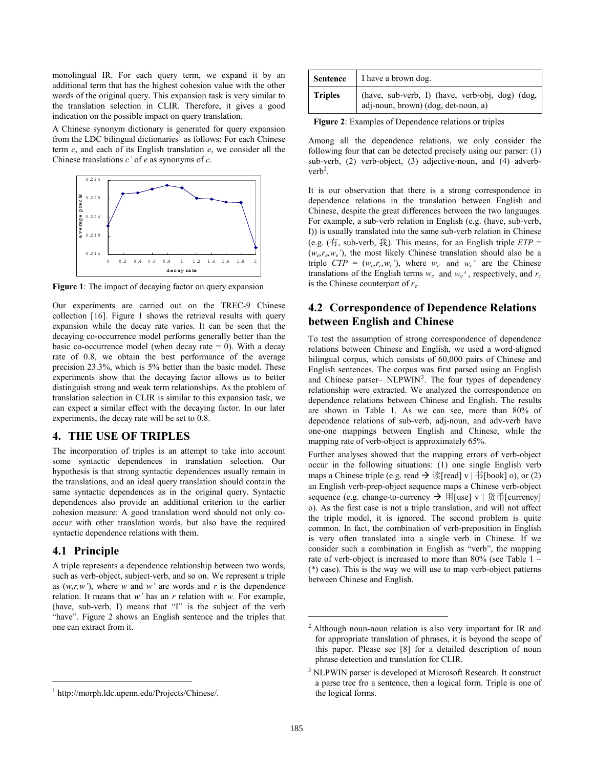monolingual IR. For each query term, we expand it by an additional term that has the highest cohesion value with the other words of the original query. This expansion task is very similar to the translation selection in CLIR. Therefore, it gives a good indication on the possible impact on query translation.

A Chinese synonym dictionary is generated for query expansion from the LDC bilingual dictionaries[1] as follows: For each Chinese term *c*, and each of its English translation *e*, we consider all the Chinese translations *c'* of *e* as synonyms of *c*.

**Figure 1**: The impact of decaying factor on query expansion

Our experiments are carried out on the TREC-9 Chinese collection [16]. Figure 1 shows the retrieval results with query expansion while the decay rate varies. It can be seen that the decaying co-occurrence model performs generally better than the basic co-occurrence model (when decay rate = 0). With a decay rate of 0.8, we obtain the best performance of the average precision 23.3%, which is 5% better than the basic model. These experiments show that the decaying factor allows us to better distinguish strong and weak term relationships. As the problem of translation selection in CLIR is similar to this expansion task, we can expect a similar effect with the decaying factor. In our later experiments, the decay rate will be set to 0.8.

## 4. THE USE OF TRIPLES

The incorporation of triples is an attempt to take into account some syntactic dependences in translation selection. Our hypothesis is that strong syntactic dependences usually remain in the translations, and an ideal query translation should contain the same syntactic dependences as in the original query. Syntactic dependences also provide an additional criterion to the earlier cohesion measure: A good translation word should not only co-occur with other translation words, but also have the required syntactic dependence relations with them.

### 4.1 Principle

A triple represents a dependence relationship between two words, such as verb-object, subject-verb, and so on. We represent a triple as (*w,r,w'*), where *w* and *w'* are words and *r* is the dependence relation. It means that *w'* has an *r* relation with *w.* For example, (have, sub-verb, I) means that "I" is the subject of the verb "have". Figure 2 shows an English sentence and the triples that one can extract from it.

| **Sentence** | I have a brown dog. |
|---|---|
| **Triples** | (have, sub-verb, I) (have, verb-obj, dog) (dog, adj-noun, brown) (dog, det-noun, a) |

**Figure 2**: Examples of Dependence relations or triples

Among all the dependence relations, we only consider the following four that can be detected precisely using our parser: (1) sub-verb, (2) verb-object, (3) adjective-noun, and (4) adverb-verb[2].

It is our observation that there is a strong correspondence in dependence relations in the translation between English and Chinese, despite the great differences between the two languages. For example, a sub-verb relation in English (e.g. (have, sub-verb, I)) is usually translated into the same sub-verb relation in Chinese (e.g. (有, sub-verb, 我). This means, for an English triple $ETP = (w_e, r_e, w_e')$, the most likely Chinese translation should also be a triple $CTP = (w_c, r_c, w_c')$, where $w_c$ and $w_c'$ are the Chinese translations of the English terms $w_e$ and $w_e'$, respectively, and $r_c$ is the Chinese counterpart of $r_e$.

### 4.2 Correspondence of Dependence Relations between English and Chinese

To test the assumption of strong correspondence of dependence relations between Chinese and English, we used a word-aligned bilingual corpus, which consists of 60,000 pairs of Chinese and English sentences. The corpus was first parsed using an English and Chinese parser– NLPWIN[3]. The four types of dependency relationship were extracted. We analyzed the correspondence on dependence relations between Chinese and English. The results are shown in Table 1. As we can see, more than 80% of dependence relations of sub-verb, adj-noun, and adv-verb have one-one mappings between English and Chinese, while the mapping rate of verb-object is approximately 65%.

Further analyses showed that the mapping errors of verb-object occur in the following situations: (1) one single English verb maps a Chinese triple (e.g. read → 读[read] v | 书[book] o), or (2) an English verb-prep-object sequence maps a Chinese verb-object sequence (e.g. change-to-currency → 用[use] v | 货币[currency] o). As the first case is not a triple translation, and will not affect the triple model, it is ignored. The second problem is quite common. In fact, the combination of verb-preposition in English is very often translated into a single verb in Chinese. If we consider such a combination in English as "verb", the mapping rate of verb-object is increased to more than 80% (see Table 1 – (*) case). This is the way we will use to map verb-object patterns between Chinese and English.

[1] http://morph.ldc.upenn.edu/Projects/Chinese/.

[2] Although noun-noun relation is also very important for IR and for appropriate translation of phrases, it is beyond the scope of this paper. Please see [8] for a detailed description of noun phrase detection and translation for CLIR.

[3] NLPWIN parser is developed at Microsoft Research. It construct a parse tree fro a sentence, then a logical form. Triple is one of the logical forms.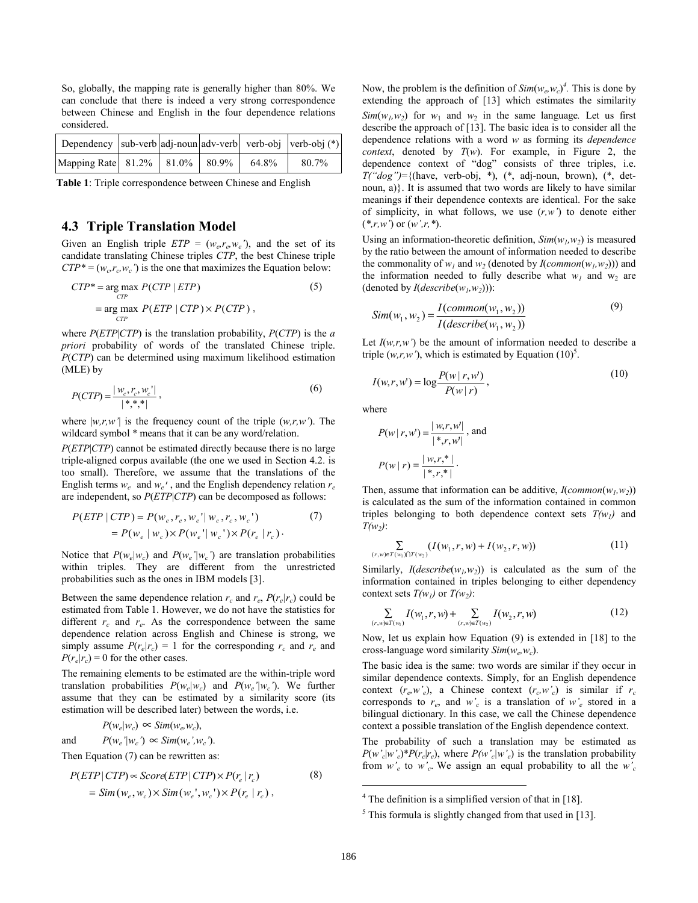So, globally, the mapping rate is generally higher than 80%. We can conclude that there is indeed a very strong correspondence between Chinese and English in the four dependence relations considered.

| Dependency | sub-verb | adj-noun | adv-verb | verb-obj | verb-obj (*) |
|---|---|---|---|---|---|
| Mapping Rate | 81.2% | 81.0% | 80.9% | 64.8% | 80.7% |

**Table 1**: Triple correspondence between Chinese and English

## 4.3 Triple Translation Model

Given an English triple $ETP = (w_e, r_e, w_e')$, and the set of its candidate translating Chinese triples $CTP$, the best Chinese triple $CTP^* = (w_c, r_c, w_c')$ is the one that maximizes the Equation below:

$$CTP^* = \arg\max_{CTP} P(CTP \mid ETP) \qquad (5)$$
$$= \arg\max_{CTP} P(ETP \mid CTP) \times P(CTP)\ ,$$

where $P(ETP|CTP)$ is the translation probability, $P(CTP)$ is the *a priori* probability of words of the translated Chinese triple. $P(CTP)$ can be determined using maximum likelihood estimation (MLE) by

$$P(CTP) = \frac{|w_c, r_c, w_c'|}{|*,*,*|}\ , \qquad (6)$$

where $|w,r,w'|$ is the frequency count of the triple $(w,r,w')$. The wildcard symbol * means that it can be any word/relation.

$P(ETP|CTP)$ cannot be estimated directly because there is no large triple-aligned corpus available (the one we used in Section 4.2. is too small). Therefore, we assume that the translations of the English terms $w_e$ and $w_e'$, and the English dependency relation $r_e$ are independent, so $P(ETP|CTP)$ can be decomposed as follows:

$$P(ETP \mid CTP) = P(w_e, r_e, w_e' \mid w_c, r_c, w_c') \qquad (7)$$
$$= P(w_e \mid w_c) \times P(w_e' \mid w_c') \times P(r_e \mid r_c)\ .$$

Notice that $P(w_e|w_c)$ and $P(w_e'|w_c')$ are translation probabilities within triples. They are different from the unrestricted probabilities such as the ones in IBM models [3].

Between the same dependence relation $r_c$ and $r_e$, $P(r_e|r_c)$ could be estimated from Table 1. However, we do not have the statistics for different $r_c$ and $r_e$. As the correspondence between the same dependence relation across English and Chinese is strong, we simply assume $P(r_e|r_c) = 1$ for the corresponding $r_c$ and $r_e$ and $P(r_e|r_c) = 0$ for the other cases.

The remaining elements to be estimated are the within-triple word translation probabilities $P(w_e|w_c)$ and $P(w_e'|w_c')$. We further assume that they can be estimated by a similarity score (its estimation will be described later) between the words, i.e.

$$P(w_e|w_c) \propto Sim(w_e, w_c),$$

and $\quad P(w_e'|w_c') \propto Sim(w_e', w_c')$.

Then Equation (7) can be rewritten as:

$$P(ETP \mid CTP) \propto Score(ETP \mid CTP) \times P(r_e \mid r_c) \qquad (8)$$
$$= Sim(w_e, w_c) \times Sim(w_e', w_c') \times P(r_e \mid r_c)\ ,$$

Now, the problem is the definition of $Sim(w_e, w_c)$[4]. This is done by extending the approach of [13] which estimates the similarity $Sim(w_1, w_2)$ for $w_1$ and $w_2$ in the same language. Let us first describe the approach of [13]. The basic idea is to consider all the dependence relations with a word $w$ as forming its *dependence context*, denoted by $T(w)$. For example, in Figure 2, the dependence context of "dog" consists of three triples, i.e. $T(\text{"dog"})$={(have, verb-obj, *), (*, adj-noun, brown), (*, det-noun, a)}. It is assumed that two words are likely to have similar meanings if their dependence contexts are identical. For the sake of simplicity, in what follows, we use $(r,w')$ to denote either $(*,r,w')$ or $(w',r,*)$.

Using an information-theoretic definition, $Sim(w_1,w_2)$ is measured by the ratio between the amount of information needed to describe the commonality of $w_1$ and $w_2$ (denoted by $I(common(w_1,w_2))$) and the information needed to fully describe what $w_1$ and $w_2$ are (denoted by $I(describe(w_1,w_2))$):

$$Sim(w_1, w_2) = \frac{I(common(w_1, w_2))}{I(describe(w_1, w_2))} \qquad (9)$$

Let $I(w,r,w')$ be the amount of information needed to describe a triple $(w,r,w')$, which is estimated by Equation (10)[5].

$$I(w, r, w') = \log \frac{P(w \mid r, w')}{P(w \mid r)}\ , \qquad (10)$$

where

$$P(w \mid r, w') = \frac{|w, r, w'|}{|*, r, w'|}\ ,\ \text{and}$$

$$P(w \mid r) = \frac{|w, r, *|}{|*, r, *|}\ .$$

Then, assume that information can be additive, $I(common(w_1,w_2))$ is calculated as the sum of the information contained in common triples belonging to both dependence context sets $T(w_1)$ and $T(w_2)$:

$$\sum_{(r,w)\in T(w_1)\cap T(w_2)} (I(w_1, r, w) + I(w_2, r, w)) \qquad (11)$$

Similarly, $I(describe(w_1,w_2))$ is calculated as the sum of the information contained in triples belonging to either dependency context sets $T(w_1)$ or $T(w_2)$:

$$\sum_{(r,w)\in T(w_1)} I(w_1, r, w) + \sum_{(r,w)\in T(w_2)} I(w_2, r, w) \qquad (12)$$

Now, let us explain how Equation (9) is extended in [18] to the cross-language word similarity $Sim(w_e,w_c)$.

The basic idea is the same: two words are similar if they occur in similar dependence contexts. Simply, for an English dependence context $(r_e, w_e')$, a Chinese context $(r_c, w_c')$ is similar if $r_c$ corresponds to $r_e$, and $w_c'$ is a translation of $w_e'$ stored in a bilingual dictionary. In this case, we call the Chinese dependence context a possible translation of the English dependence context.

The probability of such a translation may be estimated as $P(w_c'|w_e') * P(r_c|r_e)$, where $P(w_c'|w_e')$ is the translation probability from $w_e'$ to $w_c'$. We assign an equal probability to all the $w_c'$

---

[4] The definition is a simplified version of that in [18].

[5] This formula is slightly changed from that used in [13].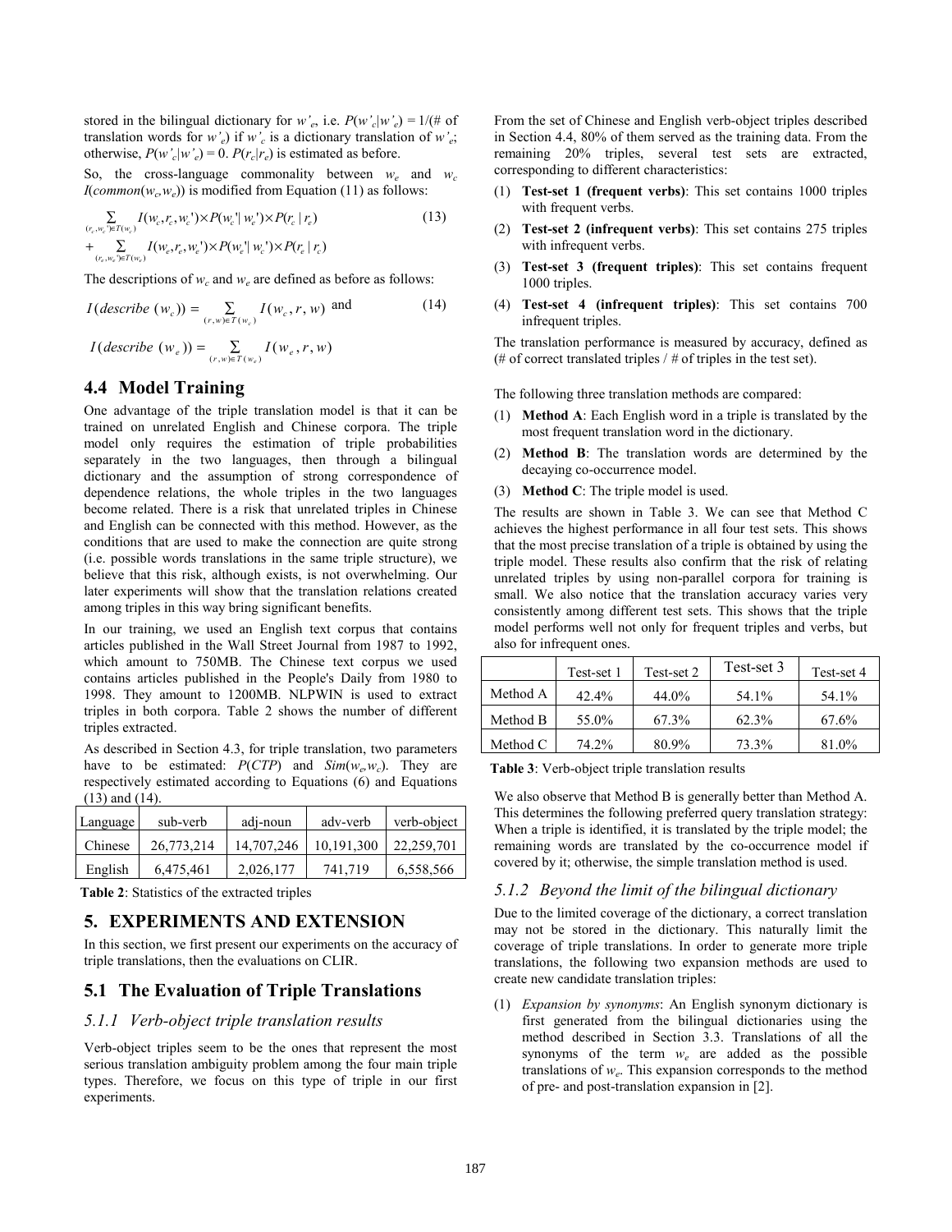stored in the bilingual dictionary for $w'_e$, i.e. $P(w'_c|w'_e) = 1/(\#$ of translation words for $w'_e)$ if $w'_c$ is a dictionary translation of $w'_e$; otherwise, $P(w'_c|w'_e) = 0$. $P(r_c|r_e)$ is estimated as before.

So, the cross-language commonality between $w_e$ and $w_c$ $I(common(w_c,w_e))$ is modified from Equation (11) as follows:

$$\sum_{(r_c,w_c')\in T(w_c)} I(w_c,r_c,w_c')\times P(w_c'|w_e')\times P(r_c|r_e) + \sum_{(r_e,w_e')\in T(w_e)} I(w_e,r_e,w_e')\times P(w_e'|w_c')\times P(r_e|r_c) \quad (13)$$

The descriptions of $w_c$ and $w_e$ are defined as before as follows:

$$I(describe\ (w_c)) = \sum_{(r,w)\in T(w_c)} I(w_c, r, w) \text{ and} \quad (14)$$

$$I(describe\ (w_e)) = \sum_{(r,w)\in T(w_e)} I(w_e, r, w)$$

## 4.4 Model Training

One advantage of the triple translation model is that it can be trained on unrelated English and Chinese corpora. The triple model only requires the estimation of triple probabilities separately in the two languages, then through a bilingual dictionary and the assumption of strong correspondence of dependence relations, the whole triples in the two languages become related. There is a risk that unrelated triples in Chinese and English can be connected with this method. However, as the conditions that are used to make the connection are quite strong (i.e. possible words translations in the same triple structure), we believe that this risk, although exists, is not overwhelming. Our later experiments will show that the translation relations created among triples in this way bring significant benefits.

In our training, we used an English text corpus that contains articles published in the Wall Street Journal from 1987 to 1992, which amount to 750MB. The Chinese text corpus we used contains articles published in the People's Daily from 1980 to 1998. They amount to 1200MB. NLPWIN is used to extract triples in both corpora. Table 2 shows the number of different triples extracted.

As described in Section 4.3, for triple translation, two parameters have to be estimated: $P(CTP)$ and $Sim(w_e,w_c)$. They are respectively estimated according to Equations (6) and Equations (13) and (14).

| Language | sub-verb | adj-noun | adv-verb | verb-object |
|---|---|---|---|---|
| Chinese | 26,773,214 | 14,707,246 | 10,191,300 | 22,259,701 |
| English | 6,475,461 | 2,026,177 | 741,719 | 6,558,566 |

**Table 2**: Statistics of the extracted triples

# 5. EXPERIMENTS AND EXTENSION

In this section, we first present our experiments on the accuracy of triple translations, then the evaluations on CLIR.

## 5.1 The Evaluation of Triple Translations

### *5.1.1 Verb-object triple translation results*

Verb-object triples seem to be the ones that represent the most serious translation ambiguity problem among the four main triple types. Therefore, we focus on this type of triple in our first experiments.

From the set of Chinese and English verb-object triples described in Section 4.4, 80% of them served as the training data. From the remaining 20% triples, several test sets are extracted, corresponding to different characteristics:

1. **Test-set 1 (frequent verbs)**: This set contains 1000 triples with frequent verbs.
2. **Test-set 2 (infrequent verbs)**: This set contains 275 triples with infrequent verbs.
3. **Test-set 3 (frequent triples)**: This set contains frequent 1000 triples.
4. **Test-set 4 (infrequent triples)**: This set contains 700 infrequent triples.

The translation performance is measured by accuracy, defined as (# of correct translated triples / # of triples in the test set).

The following three translation methods are compared:

1. **Method A**: Each English word in a triple is translated by the most frequent translation word in the dictionary.
2. **Method B**: The translation words are determined by the decaying co-occurrence model.
3. **Method C**: The triple model is used.

The results are shown in Table 3. We can see that Method C achieves the highest performance in all four test sets. This shows that the most precise translation of a triple is obtained by using the triple model. These results also confirm that the risk of relating unrelated triples by using non-parallel corpora for training is small. We also notice that the translation accuracy varies very consistently among different test sets. This shows that the triple model performs well not only for frequent triples and verbs, but also for infrequent ones.

| | Test-set 1 | Test-set 2 | Test-set 3 | Test-set 4 |
|---|---|---|---|---|
| Method A | 42.4% | 44.0% | 54.1% | 54.1% |
| Method B | 55.0% | 67.3% | 62.3% | 67.6% |
| Method C | 74.2% | 80.9% | 73.3% | 81.0% |

**Table 3**: Verb-object triple translation results

We also observe that Method B is generally better than Method A. This determines the following preferred query translation strategy: When a triple is identified, it is translated by the triple model; the remaining words are translated by the co-occurrence model if covered by it; otherwise, the simple translation method is used.

### *5.1.2 Beyond the limit of the bilingual dictionary*

Due to the limited coverage of the dictionary, a correct translation may not be stored in the dictionary. This naturally limit the coverage of triple translations. In order to generate more triple translations, the following two expansion methods are used to create new candidate translation triples:

1. *Expansion by synonyms*: An English synonym dictionary is first generated from the bilingual dictionaries using the method described in Section 3.3. Translations of all the synonyms of the term $w_e$ are added as the possible translations of $w_e$. This expansion corresponds to the method of pre- and post-translation expansion in [2].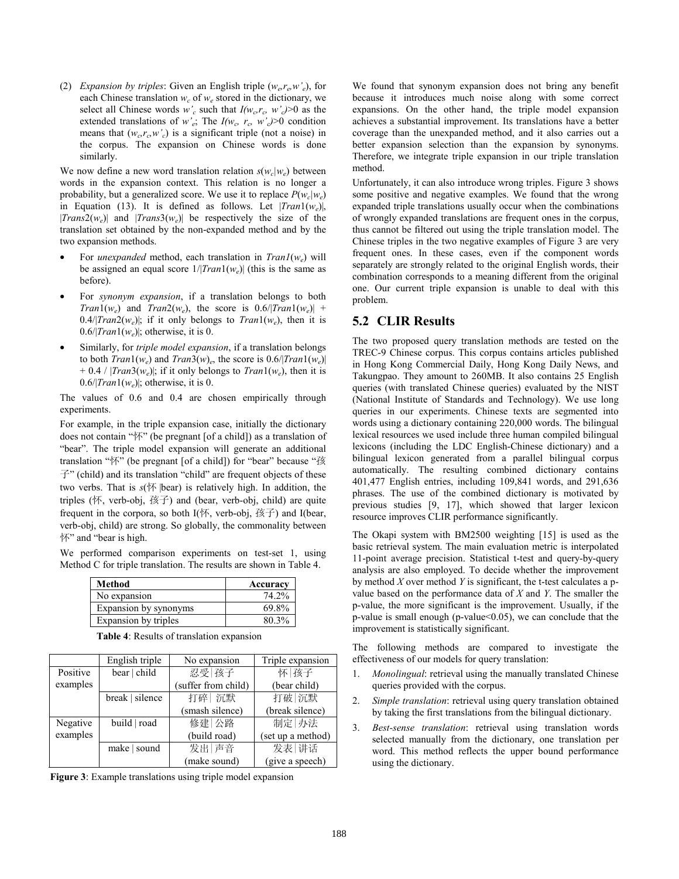(2) *Expansion by triples*: Given an English triple $(w_e, r_e, w'_e)$, for each Chinese translation $w_c$ of $w_e$ stored in the dictionary, we select all Chinese words $w'_c$ such that $I(w_c, r_c, w'_c)>0$ as the extended translations of $w'_e$; The $I(w_c, r_c, w'_c)>0$ condition means that $(w_c, r_c, w'_c)$ is a significant triple (not a noise) in the corpus. The expansion on Chinese words is done similarly.

We now define a new word translation relation $s(w_c|w_e)$ between words in the expansion context. This relation is no longer a probability, but a generalized score. We use it to replace $P(w_c|w_e)$ in Equation (13). It is defined as follows. Let $|Tran1(w_e)|$, $|Trans2(w_e)|$ and $|Trans3(w_e)|$ be respectively the size of the translation set obtained by the non-expanded method and by the two expansion methods.

- For *unexpanded* method, each translation in $Tran1(w_e)$ will be assigned an equal score $1/|Tran1(w_e)|$ (this is the same as before).
- For *synonym expansion*, if a translation belongs to both $Tran1(w_e)$ and $Tran2(w_e)$, the score is $0.6/|Tran1(w_e)|$ + $0.4/|Tran2(w_e)|$; if it only belongs to $Tran1(w_e)$, then it is $0.6/|Tran1(w_e)|$; otherwise, it is 0.
- Similarly, for *triple model expansion*, if a translation belongs to both $Tran1(w_e)$ and $Tran3(w)_e$, the score is $0.6/|Tran1(w_e)|$ + $0.4$ / $|Tran3(w_e)|$; if it only belongs to $Tran1(w_e)$, then it is $0.6/|Tran1(w_e)|$; otherwise, it is 0.

The values of 0.6 and 0.4 are chosen empirically through experiments.

For example, in the triple expansion case, initially the dictionary does not contain "怀" (be pregnant [of a child]) as a translation of "bear". The triple model expansion will generate an additional translation "怀" (be pregnant [of a child]) for "bear" because "孩子" (child) and its translation "child" are frequent objects of these two verbs. That is $s$(怀 |bear) is relatively high. In addition, the triples (怀, verb-obj, 孩子) and (bear, verb-obj, child) are quite frequent in the corpora, so both I(怀, verb-obj, 孩子) and I(bear, verb-obj, child) are strong. So globally, the commonality between 怀" and "bear is high.

We performed comparison experiments on test-set 1, using Method C for triple translation. The results are shown in Table 4.

| Method | Accuracy |
|---|---|
| No expansion | 74.2% |
| Expansion by synonyms | 69.8% |
| Expansion by triples | 80.3% |

**Table 4**: Results of translation expansion

| | English triple | No expansion | Triple expansion |
|---|---|---|---|
| Positive examples | bear \| child | 忍受 \| 孩子 (suffer from child) | 怀 \| 孩子 (bear child) |
| | break \| silence | 打碎 \| 沉默 (smash silence) | 打破 \| 沉默 (break silence) |
| Negative examples | build \| road | 修建 \| 公路 (build road) | 制定 \| 办法 (set up a method) |
| | make \| sound | 发出 \| 声音 (make sound) | 发表 \| 讲话 (give a speech) |

**Figure 3**: Example translations using triple model expansion

We found that synonym expansion does not bring any benefit because it introduces much noise along with some correct expansions. On the other hand, the triple model expansion achieves a substantial improvement. Its translations have a better coverage than the unexpanded method, and it also carries out a better expansion selection than the expansion by synonyms. Therefore, we integrate triple expansion in our triple translation method.

Unfortunately, it can also introduce wrong triples. Figure 3 shows some positive and negative examples. We found that the wrong expanded triple translations usually occur when the combinations of wrongly expanded translations are frequent ones in the corpus, thus cannot be filtered out using the triple translation model. The Chinese triples in the two negative examples of Figure 3 are very frequent ones. In these cases, even if the component words separately are strongly related to the original English words, their combination corresponds to a meaning different from the original one. Our current triple expansion is unable to deal with this problem.

## 5.2 CLIR Results

The two proposed query translation methods are tested on the TREC-9 Chinese corpus. This corpus contains articles published in Hong Kong Commercial Daily, Hong Kong Daily News, and Takungpao. They amount to 260MB. It also contains 25 English queries (with translated Chinese queries) evaluated by the NIST (National Institute of Standards and Technology). We use long queries in our experiments. Chinese texts are segmented into words using a dictionary containing 220,000 words. The bilingual lexical resources we used include three human compiled bilingual lexicons (including the LDC English-Chinese dictionary) and a bilingual lexicon generated from a parallel bilingual corpus automatically. The resulting combined dictionary contains 401,477 English entries, including 109,841 words, and 291,636 phrases. The use of the combined dictionary is motivated by previous studies [9, 17], which showed that larger lexicon resource improves CLIR performance significantly.

The Okapi system with BM2500 weighting [15] is used as the basic retrieval system. The main evaluation metric is interpolated 11-point average precision. Statistical t-test and query-by-query analysis are also employed. To decide whether the improvement by method $X$ over method $Y$ is significant, the t-test calculates a p-value based on the performance data of $X$ and $Y$. The smaller the p-value, the more significant is the improvement. Usually, if the p-value is small enough ($p\text{-value}<0.05$), we can conclude that the improvement is statistically significant.

The following methods are compared to investigate the effectiveness of our models for query translation:

1. *Monolingual*: retrieval using the manually translated Chinese queries provided with the corpus.
2. *Simple translation*: retrieval using query translation obtained by taking the first translations from the bilingual dictionary.
3. *Best-sense translation*: retrieval using translation words selected manually from the dictionary, one translation per word. This method reflects the upper bound performance using the dictionary.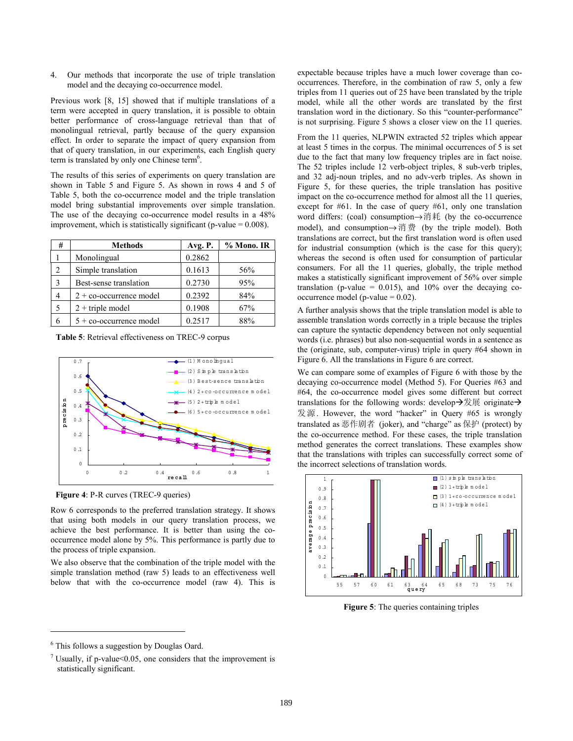4. Our methods that incorporate the use of triple translation model and the decaying co-occurrence model.

Previous work [8, 15] showed that if multiple translations of a term were accepted in query translation, it is possible to obtain better performance of cross-language retrieval than that of monolingual retrieval, partly because of the query expansion effect. In order to separate the impact of query expansion from that of query translation, in our experiments, each English query term is translated by only one Chinese term[6].

The results of this series of experiments on query translation are shown in Table 5 and Figure 5. As shown in rows 4 and 5 of Table 5, both the co-occurrence model and the triple translation model bring substantial improvements over simple translation. The use of the decaying co-occurrence model results in a 48% improvement, which is statistically significant (p-value = 0.008).

| # | Methods | Avg. P. | % Mono. IR |
|---|---|---|---|
| 1 | Monolingual | 0.2862 | |
| 2 | Simple translation | 0.1613 | 56% |
| 3 | Best-sense translation | 0.2730 | 95% |
| 4 | 2 + co-occurrence model | 0.2392 | 84% |
| 5 | 2 + triple model | 0.1908 | 67% |
| 6 | 5 + co-occurrence model | 0.2517 | 88% |

**Table 5**: Retrieval effectiveness on TREC-9 corpus

**Figure 4**: P-R curves (TREC-9 queries)

Row 6 corresponds to the preferred translation strategy. It shows that using both models in our query translation process, we achieve the best performance. It is better than using the co-occurrence model alone by 5%. This performance is partly due to the process of triple expansion.

We also observe that the combination of the triple model with the simple translation method (raw 5) leads to an effectiveness well below that with the co-occurrence model (raw 4). This is expectable because triples have a much lower coverage than co-occurrences. Therefore, in the combination of raw 5, only a few triples from 11 queries out of 25 have been translated by the triple model, while all the other words are translated by the first translation word in the dictionary. So this "counter-performance" is not surprising. Figure 5 shows a closer view on the 11 queries.

From the 11 queries, NLPWIN extracted 52 triples which appear at least 5 times in the corpus. The minimal occurrences of 5 is set due to the fact that many low frequency triples are in fact noise. The 52 triples include 12 verb-object triples, 8 sub-verb triples, and 32 adj-noun triples, and no adv-verb triples. As shown in Figure 5, for these queries, the triple translation has positive impact on the co-occurrence method for almost all the 11 queries, except for #61. In the case of query #61, only one translation word differs: (coal) consumption→消耗 (by the co-occurrence model), and consumption→消费 (by the triple model). Both translations are correct, but the first translation word is often used for industrial consumption (which is the case for this query); whereas the second is often used for consumption of particular consumers. For all the 11 queries, globally, the triple method makes a statistically significant improvement of 56% over simple translation (p-value = 0.015), and 10% over the decaying co-occurrence model (p-value = 0.02).

A further analysis shows that the triple translation model is able to assemble translation words correctly in a triple because the triples can capture the syntactic dependency between not only sequential words (i.e. phrases) but also non-sequential words in a sentence as the (originate, sub, computer-virus) triple in query #64 shown in Figure 6. All the translations in Figure 6 are correct.

We can compare some of examples of Figure 6 with those by the decaying co-occurrence model (Method 5). For Queries #63 and #64, the co-occurrence model gives some different but correct translations for the following words: develop→发展 originate→发源. However, the word "hacker" in Query #65 is wrongly translated as 恶作剧者 (joker), and "charge" as 保护 (protect) by the co-occurrence method. For these cases, the triple translation method generates the correct translations. These examples show that the translations with triples can successfully correct some of the incorrect selections of translation words.

**Figure 5**: The queries containing triples

[6] This follows a suggestion by Douglas Oard.

[7] Usually, if p-value<0.05, one considers that the improvement is statistically significant.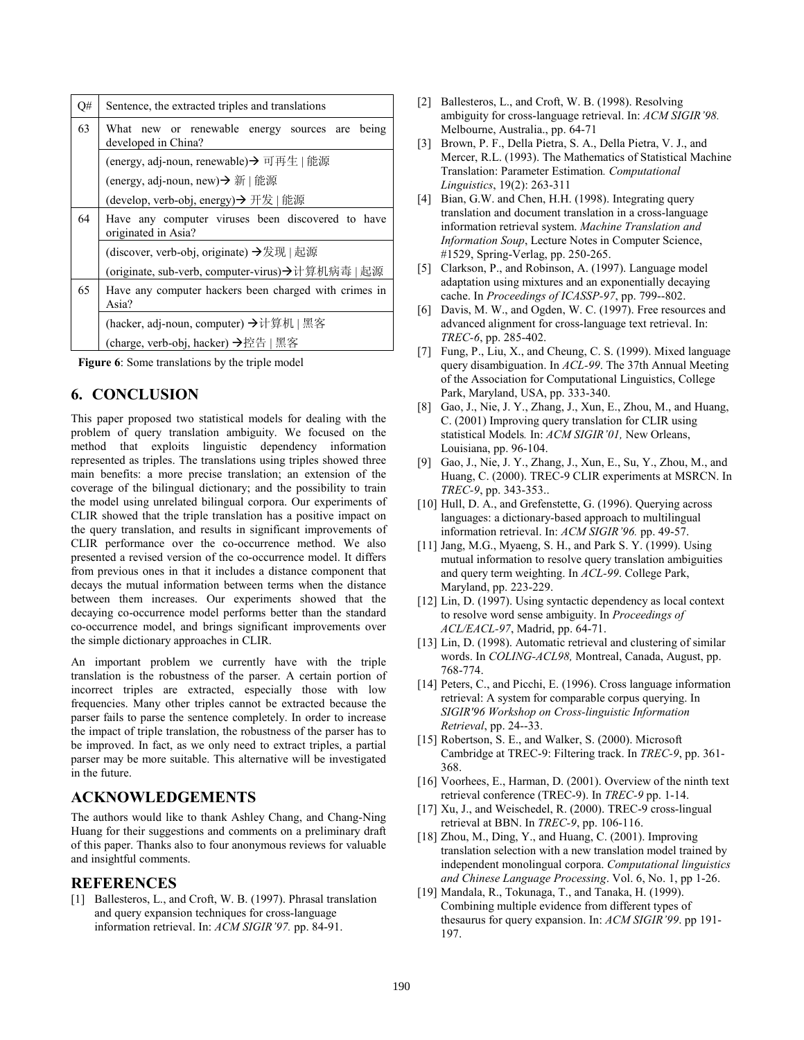| Q# | Sentence, the extracted triples and translations |
|---|---|
| 63 | What new or renewable energy sources are being developed in China? |
| | (energy, adj-noun, renewable)→ 可再生 \| 能源 |
| | (energy, adj-noun, new)→ 新 \| 能源 |
| | (develop, verb-obj, energy)→ 开发 \| 能源 |
| 64 | Have any computer viruses been discovered to have originated in Asia? |
| | (discover, verb-obj, originate) →发现 \| 起源 |
| | (originate, sub-verb, computer-virus)→计算机病毒 \| 起源 |
| 65 | Have any computer hackers been charged with crimes in Asia? |
| | (hacker, adj-noun, computer) →计算机 \| 黑客 |
| | (charge, verb-obj, hacker) →控告 \| 黑客 |

**Figure 6**: Some translations by the triple model

## 6. CONCLUSION

This paper proposed two statistical models for dealing with the problem of query translation ambiguity. We focused on the method that exploits linguistic dependency information represented as triples. The translations using triples showed three main benefits: a more precise translation; an extension of the coverage of the bilingual dictionary; and the possibility to train the model using unrelated bilingual corpora. Our experiments of CLIR showed that the triple translation has a positive impact on the query translation, and results in significant improvements of CLIR performance over the co-occurrence method. We also presented a revised version of the co-occurrence model. It differs from previous ones in that it includes a distance component that decays the mutual information between terms when the distance between them increases. Our experiments showed that the decaying co-occurrence model performs better than the standard co-occurrence model, and brings significant improvements over the simple dictionary approaches in CLIR.

An important problem we currently have with the triple translation is the robustness of the parser. A certain portion of incorrect triples are extracted, especially those with low frequencies. Many other triples cannot be extracted because the parser fails to parse the sentence completely. In order to increase the impact of triple translation, the robustness of the parser has to be improved. In fact, as we only need to extract triples, a partial parser may be more suitable. This alternative will be investigated in the future.

## ACKNOWLEDGEMENTS

The authors would like to thank Ashley Chang, and Chang-Ning Huang for their suggestions and comments on a preliminary draft of this paper. Thanks also to four anonymous reviews for valuable and insightful comments.

## REFERENCES

[1] Ballesteros, L., and Croft, W. B. (1997). Phrasal translation and query expansion techniques for cross-language information retrieval. In: *ACM SIGIR'97.* pp. 84-91.

[2] Ballesteros, L., and Croft, W. B. (1998). Resolving ambiguity for cross-language retrieval. In: *ACM SIGIR'98.* Melbourne, Australia., pp. 64-71

[3] Brown, P. F., Della Pietra, S. A., Della Pietra, V. J., and Mercer, R.L. (1993). The Mathematics of Statistical Machine Translation: Parameter Estimation*. Computational Linguistics*, 19(2): 263-311

[4] Bian, G.W. and Chen, H.H. (1998). Integrating query translation and document translation in a cross-language information retrieval system. *Machine Translation and Information Soup*, Lecture Notes in Computer Science, #1529, Spring-Verlag, pp. 250-265.

[5] Clarkson, P., and Robinson, A. (1997). Language model adaptation using mixtures and an exponentially decaying cache. In *Proceedings of ICASSP-97*, pp. 799--802.

[6] Davis, M. W., and Ogden, W. C. (1997). Free resources and advanced alignment for cross-language text retrieval. In: *TREC-6*, pp. 285-402.

[7] Fung, P., Liu, X., and Cheung, C. S. (1999). Mixed language query disambiguation. In *ACL-99*. The 37th Annual Meeting of the Association for Computational Linguistics, College Park, Maryland, USA, pp. 333-340.

[8] Gao, J., Nie, J. Y., Zhang, J., Xun, E., Zhou, M., and Huang, C. (2001) Improving query translation for CLIR using statistical Models*.* In: *ACM SIGIR'01,* New Orleans, Louisiana, pp. 96-104.

[9] Gao, J., Nie, J. Y., Zhang, J., Xun, E., Su, Y., Zhou, M., and Huang, C. (2000). TREC-9 CLIR experiments at MSRCN. In *TREC-9*, pp. 343-353..

[10] Hull, D. A., and Grefenstette, G. (1996). Querying across languages: a dictionary-based approach to multilingual information retrieval. In: *ACM SIGIR'96.* pp. 49-57.

[11] Jang, M.G., Myaeng, S. H., and Park S. Y. (1999). Using mutual information to resolve query translation ambiguities and query term weighting. In *ACL-99*. College Park, Maryland, pp. 223-229.

[12] Lin, D. (1997). Using syntactic dependency as local context to resolve word sense ambiguity. In *Proceedings of ACL/EACL-97*, Madrid, pp. 64-71.

[13] Lin, D. (1998). Automatic retrieval and clustering of similar words. In *COLING-ACL98,* Montreal, Canada, August, pp. 768-774.

[14] Peters, C., and Picchi, E. (1996). Cross language information retrieval: A system for comparable corpus querying. In *SIGIR'96 Workshop on Cross-linguistic Information Retrieval*, pp. 24--33.

[15] Robertson, S. E., and Walker, S. (2000). Microsoft Cambridge at TREC-9: Filtering track. In *TREC-9*, pp. 361-368.

[16] Voorhees, E., Harman, D. (2001). Overview of the ninth text retrieval conference (TREC-9). In *TREC-9* pp. 1-14.

[17] Xu, J., and Weischedel, R. (2000). TREC-9 cross-lingual retrieval at BBN. In *TREC-9*, pp. 106-116.

[18] Zhou, M., Ding, Y., and Huang, C. (2001). Improving translation selection with a new translation model trained by independent monolingual corpora. *Computational linguistics and Chinese Language Processing*. Vol. 6, No. 1, pp 1-26.

[19] Mandala, R., Tokunaga, T., and Tanaka, H. (1999). Combining multiple evidence from different types of thesaurus for query expansion. In: *ACM SIGIR'99*. pp 191-197.